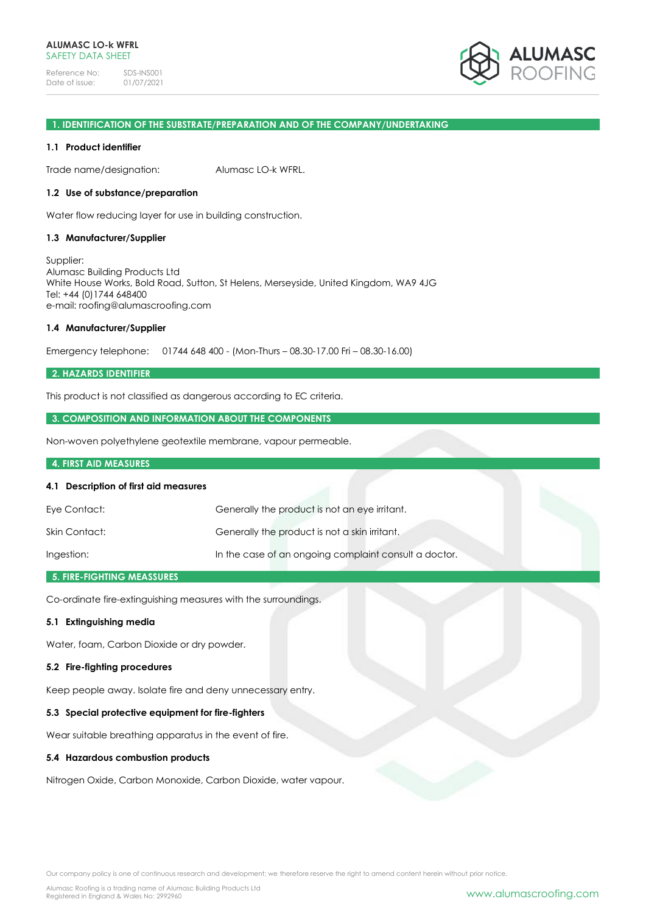**ALUMASC LO-k WFRL**
SAFETY DATA SHEET

Reference No: SDS-INS001
Date of issue: 01/07/2021

## 1. IDENTIFICATION OF THE SUBSTRATE/PREPARATION AND OF THE COMPANY/UNDERTAKING

### 1.1 Product identifier

Trade name/designation: Alumasc LO-k WFRL.

### 1.2 Use of substance/preparation

Water flow reducing layer for use in building construction.

### 1.3 Manufacturer/Supplier

Supplier:
Alumasc Building Products Ltd
White House Works, Bold Road, Sutton, St Helens, Merseyside, United Kingdom, WA9 4JG
Tel: +44 (0)1744 648400
e-mail: roofing@alumascroofing.com

### 1.4 Manufacturer/Supplier

Emergency telephone: 01744 648 400 - (Mon-Thurs – 08.30-17.00 Fri – 08.30-16.00)

## 2. HAZARDS IDENTIFIER

This product is not classified as dangerous according to EC criteria.

## 3. COMPOSITION AND INFORMATION ABOUT THE COMPONENTS

Non-woven polyethylene geotextile membrane, vapour permeable.

## 4. FIRST AID MEASURES

### 4.1 Description of first aid measures

| | |
|---|---|
| Eye Contact: | Generally the product is not an eye irritant. |
| Skin Contact: | Generally the product is not a skin irritant. |
| Ingestion: | In the case of an ongoing complaint consult a doctor. |

## 5. FIRE-FIGHTING MEASSURES

Co-ordinate fire-extinguishing measures with the surroundings.

### 5.1 Extinguishing media

Water, foam, Carbon Dioxide or dry powder.

### 5.2 Fire-fighting procedures

Keep people away. Isolate fire and deny unnecessary entry.

### 5.3 Special protective equipment for fire-fighters

Wear suitable breathing apparatus in the event of fire.

### 5.4 Hazardous combustion products

Nitrogen Oxide, Carbon Monoxide, Carbon Dioxide, water vapour.

Our company policy is one of continuous research and development; we therefore reserve the right to amend content herein without prior notice.

Alumasc Roofing is a trading name of Alumasc Building Products Ltd
Registered in England & Wales No: 2992960

www.alumascroofing.com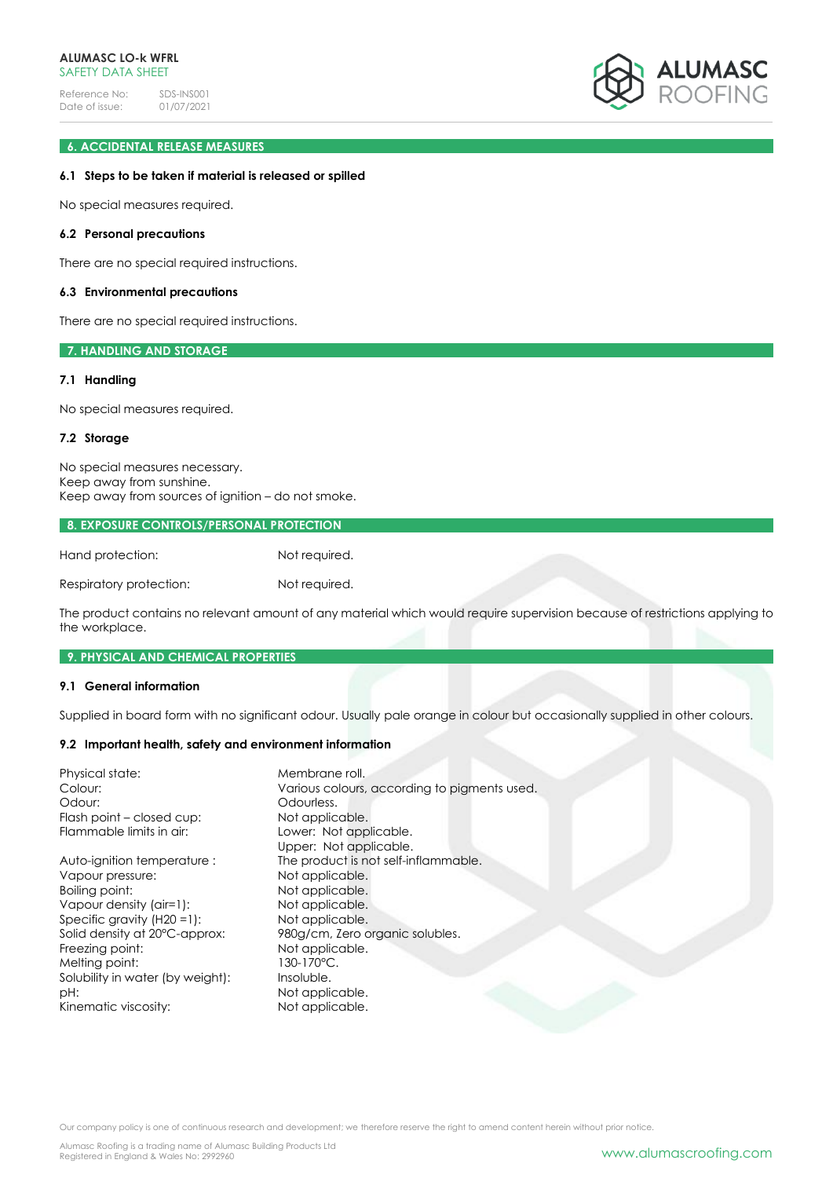## 6. ACCIDENTAL RELEASE MEASURES

### 6.1 Steps to be taken if material is released or spilled

No special measures required.

### 6.2 Personal precautions

There are no special required instructions.

### 6.3 Environmental precautions

There are no special required instructions.

## 7. HANDLING AND STORAGE

### 7.1 Handling

No special measures required.

### 7.2 Storage

No special measures necessary.
Keep away from sunshine.
Keep away from sources of ignition – do not smoke.

## 8. EXPOSURE CONTROLS/PERSONAL PROTECTION

| | |
|---|---|
| Hand protection: | Not required. |
| Respiratory protection: | Not required. |

The product contains no relevant amount of any material which would require supervision because of restrictions applying to the workplace.

## 9. PHYSICAL AND CHEMICAL PROPERTIES

### 9.1 General information

Supplied in board form with no significant odour. Usually pale orange in colour but occasionally supplied in other colours.

### 9.2 Important health, safety and environment information

| | |
|---|---|
| Physical state: | Membrane roll. |
| Colour: | Various colours, according to pigments used. |
| Odour: | Odourless. |
| Flash point – closed cup: | Not applicable. |
| Flammable limits in air: | Lower: Not applicable.<br>Upper: Not applicable. |
| Auto-ignition temperature : | The product is not self-inflammable. |
| Vapour pressure: | Not applicable. |
| Boiling point: | Not applicable. |
| Vapour density (air=1): | Not applicable. |
| Specific gravity (H20 =1): | Not applicable. |
| Solid density at 20°C-approx: | 980g/cm, Zero organic solubles. |
| Freezing point: | Not applicable. |
| Melting point: | 130-170°C. |
| Solubility in water (by weight): | Insoluble. |
| pH: | Not applicable. |
| Kinematic viscosity: | Not applicable. |

Our company policy is one of continuous research and development; we therefore reserve the right to amend content herein without prior notice.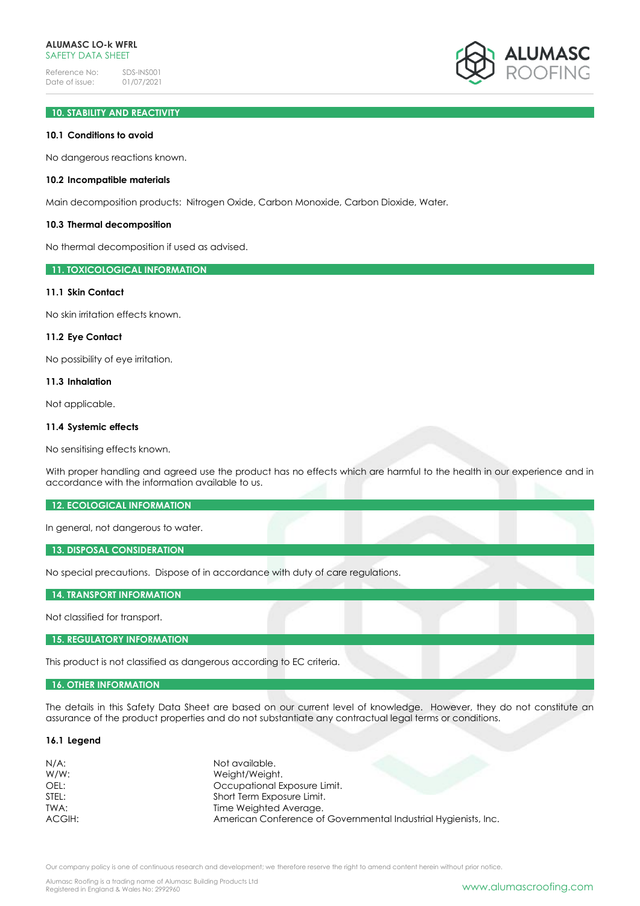## 10. STABILITY AND REACTIVITY

### 10.1 Conditions to avoid

No dangerous reactions known.

### 10.2 Incompatible materials

Main decomposition products: Nitrogen Oxide, Carbon Monoxide, Carbon Dioxide, Water.

### 10.3 Thermal decomposition

No thermal decomposition if used as advised.

## 11. TOXICOLOGICAL INFORMATION

### 11.1 Skin Contact

No skin irritation effects known.

### 11.2 Eye Contact

No possibility of eye irritation.

### 11.3 Inhalation

Not applicable.

### 11.4 Systemic effects

No sensitising effects known.

With proper handling and agreed use the product has no effects which are harmful to the health in our experience and in accordance with the information available to us.

## 12. ECOLOGICAL INFORMATION

In general, not dangerous to water.

## 13. DISPOSAL CONSIDERATION

No special precautions. Dispose of in accordance with duty of care regulations.

## 14. TRANSPORT INFORMATION

Not classified for transport.

## 15. REGULATORY INFORMATION

This product is not classified as dangerous according to EC criteria.

## 16. OTHER INFORMATION

The details in this Safety Data Sheet are based on our current level of knowledge. However, they do not constitute an assurance of the product properties and do not substantiate any contractual legal terms or conditions.

### 16.1 Legend

| | |
|---|---|
| N/A: | Not available. |
| W/W: | Weight/Weight. |
| OEL: | Occupational Exposure Limit. |
| STEL: | Short Term Exposure Limit. |
| TWA: | Time Weighted Average. |
| ACGIH: | American Conference of Governmental Industrial Hygienists, Inc. |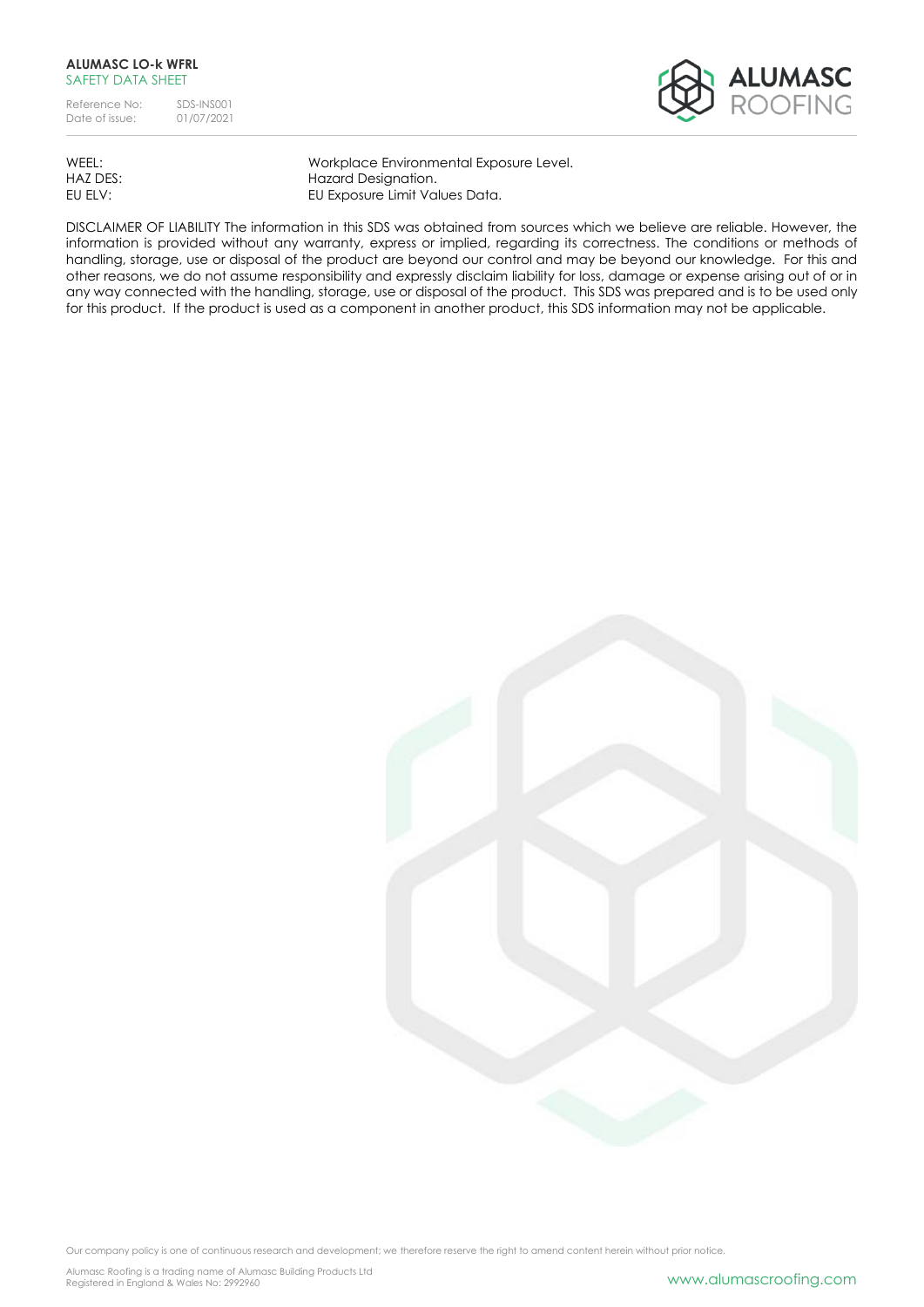| | |
|---|---|
| WEEL: | Workplace Environmental Exposure Level. |
| HAZ DES: | Hazard Designation. |
| EU ELV: | EU Exposure Limit Values Data. |

DISCLAIMER OF LIABILITY The information in this SDS was obtained from sources which we believe are reliable. However, the information is provided without any warranty, express or implied, regarding its correctness. The conditions or methods of handling, storage, use or disposal of the product are beyond our control and may be beyond our knowledge. For this and other reasons, we do not assume responsibility and expressly disclaim liability for loss, damage or expense arising out of or in any way connected with the handling, storage, use or disposal of the product. This SDS was prepared and is to be used only for this product. If the product is used as a component in another product, this SDS information may not be applicable.